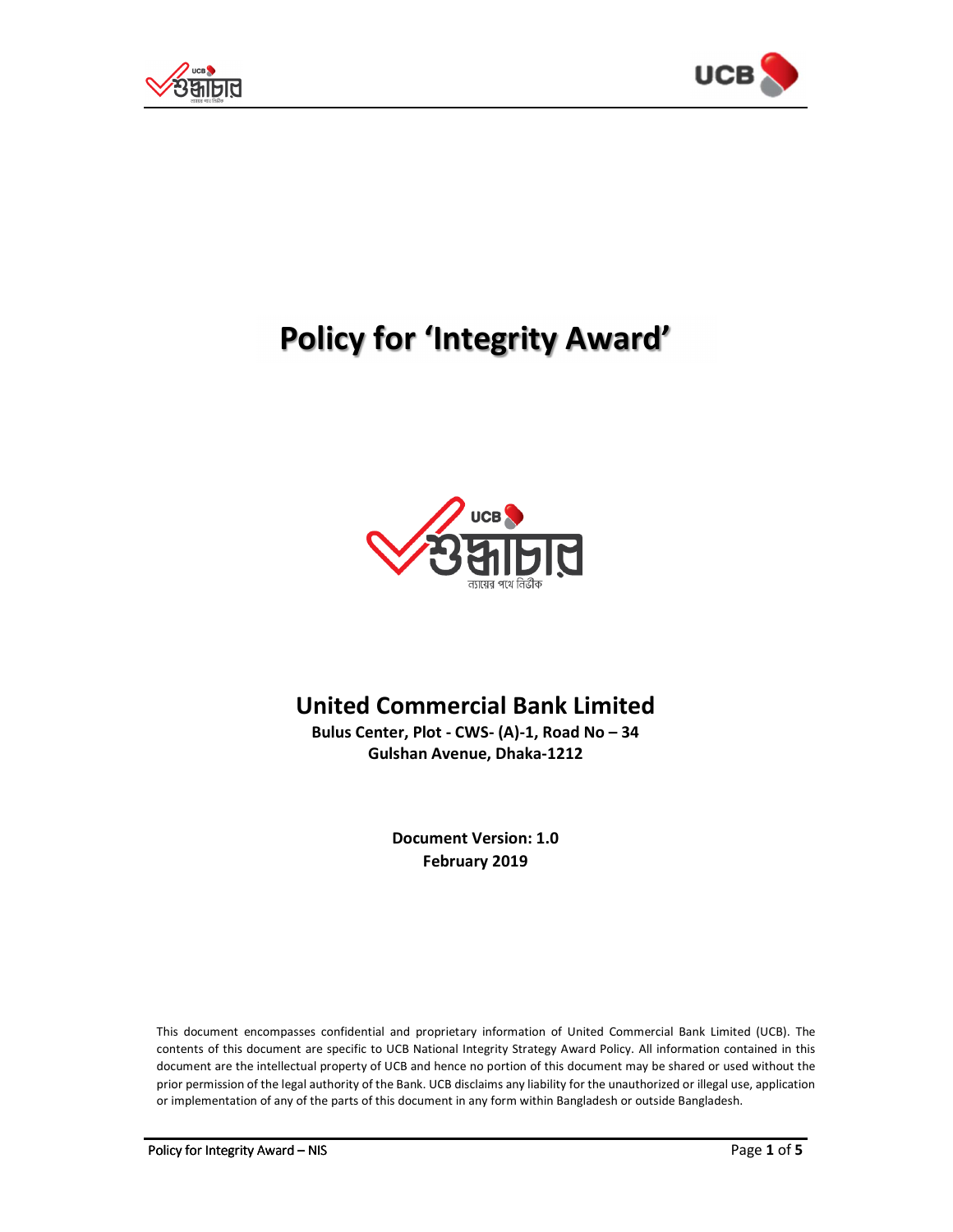# Policy for 'Integrity Award'

## United Commercial Bank Limited

**Bulus Center, Plot - CWS- (A)-1, Road No – 34**
**Gulshan Avenue, Dhaka-1212**

**Document Version: 1.0**
**February 2019**

This document encompasses confidential and proprietary information of United Commercial Bank Limited (UCB). The contents of this document are specific to UCB National Integrity Strategy Award Policy. All information contained in this document are the intellectual property of UCB and hence no portion of this document may be shared or used without the prior permission of the legal authority of the Bank. UCB disclaims any liability for the unauthorized or illegal use, application or implementation of any of the parts of this document in any form within Bangladesh or outside Bangladesh.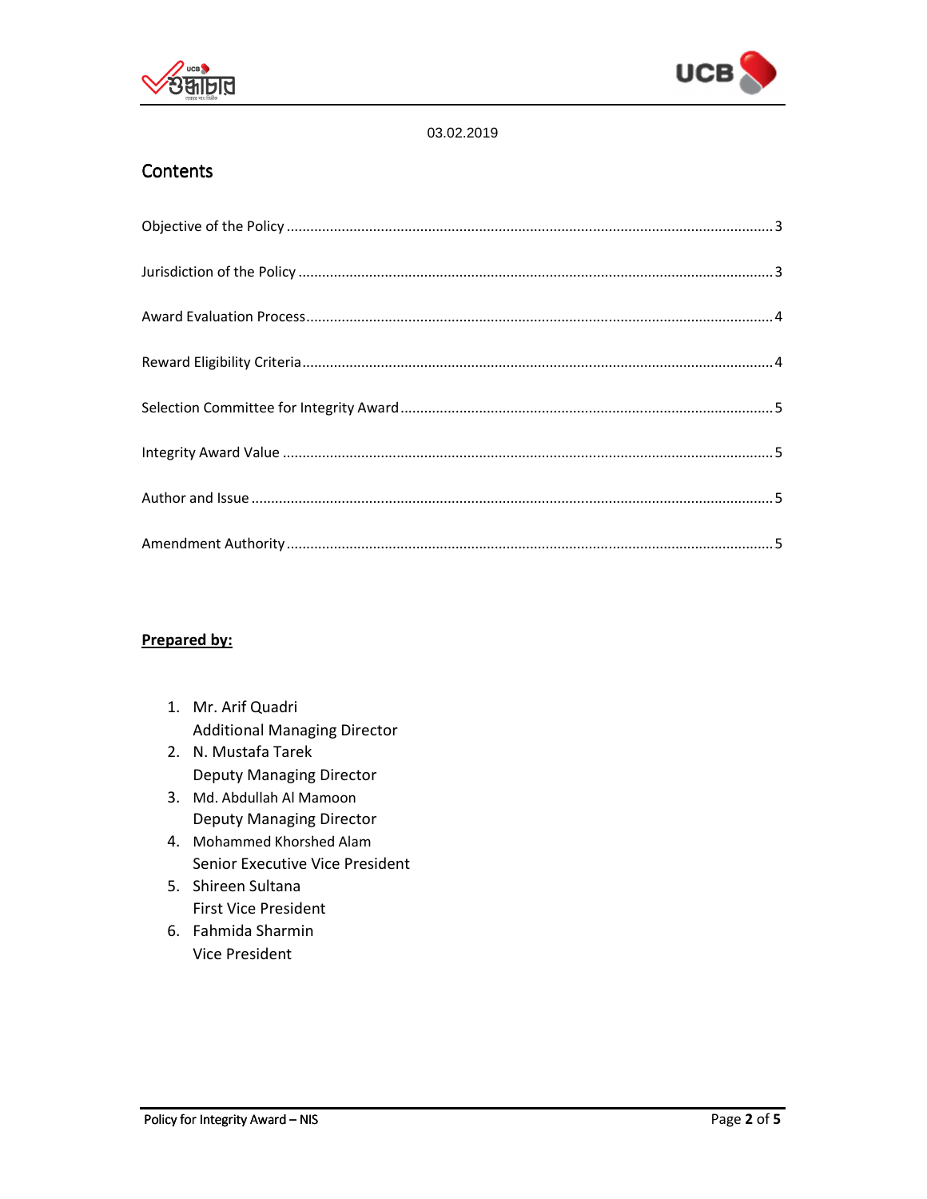03.02.2019

## Contents

Objective of the Policy .......... 3

Jurisdiction of the Policy .......... 3

Award Evaluation Process .......... 4

Reward Eligibility Criteria .......... 4

Selection Committee for Integrity Award .......... 5

Integrity Award Value .......... 5

Author and Issue .......... 5

Amendment Authority .......... 5

**Prepared by:**

1. Mr. Arif Quadri
   Additional Managing Director
2. N. Mustafa Tarek
   Deputy Managing Director
3. Md. Abdullah Al Mamoon
   Deputy Managing Director
4. Mohammed Khorshed Alam
   Senior Executive Vice President
5. Shireen Sultana
   First Vice President
6. Fahmida Sharmin
   Vice President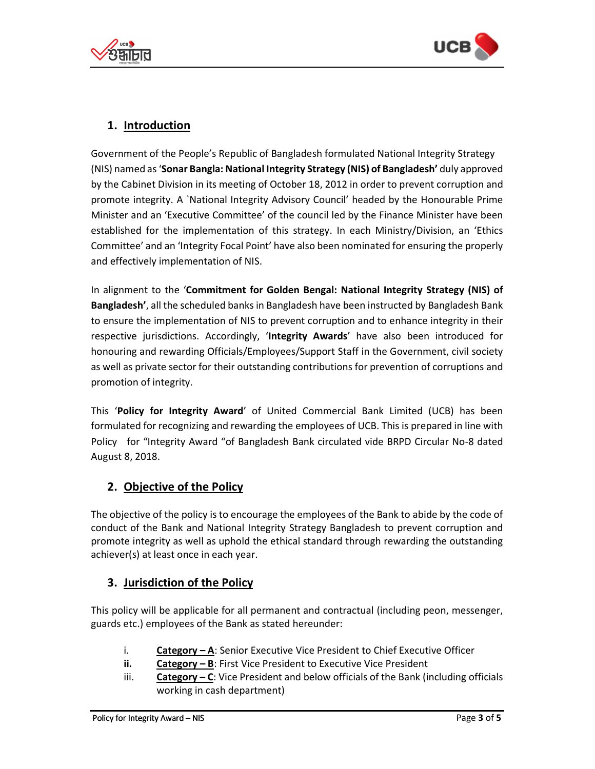## 1. Introduction

Government of the People's Republic of Bangladesh formulated National Integrity Strategy (NIS) named as '**Sonar Bangla: National Integrity Strategy (NIS) of Bangladesh'** duly approved by the Cabinet Division in its meeting of October 18, 2012 in order to prevent corruption and promote integrity. A `National Integrity Advisory Council' headed by the Honourable Prime Minister and an 'Executive Committee' of the council led by the Finance Minister have been established for the implementation of this strategy. In each Ministry/Division, an 'Ethics Committee' and an 'Integrity Focal Point' have also been nominated for ensuring the properly and effectively implementation of NIS.

In alignment to the '**Commitment for Golden Bengal: National Integrity Strategy (NIS) of Bangladesh'**, all the scheduled banks in Bangladesh have been instructed by Bangladesh Bank to ensure the implementation of NIS to prevent corruption and to enhance integrity in their respective jurisdictions. Accordingly, '**Integrity Awards**' have also been introduced for honouring and rewarding Officials/Employees/Support Staff in the Government, civil society as well as private sector for their outstanding contributions for prevention of corruptions and promotion of integrity.

This '**Policy for Integrity Award**' of United Commercial Bank Limited (UCB) has been formulated for recognizing and rewarding the employees of UCB. This is prepared in line with Policy for "Integrity Award "of Bangladesh Bank circulated vide BRPD Circular No-8 dated August 8, 2018.

## 2. Objective of the Policy

The objective of the policy is to encourage the employees of the Bank to abide by the code of conduct of the Bank and National Integrity Strategy Bangladesh to prevent corruption and promote integrity as well as uphold the ethical standard through rewarding the outstanding achiever(s) at least once in each year.

## 3. Jurisdiction of the Policy

This policy will be applicable for all permanent and contractual (including peon, messenger, guards etc.) employees of the Bank as stated hereunder:

i. **Category – A**: Senior Executive Vice President to Chief Executive Officer

ii. **Category – B**: First Vice President to Executive Vice President

iii. **Category – C**: Vice President and below officials of the Bank (including officials working in cash department)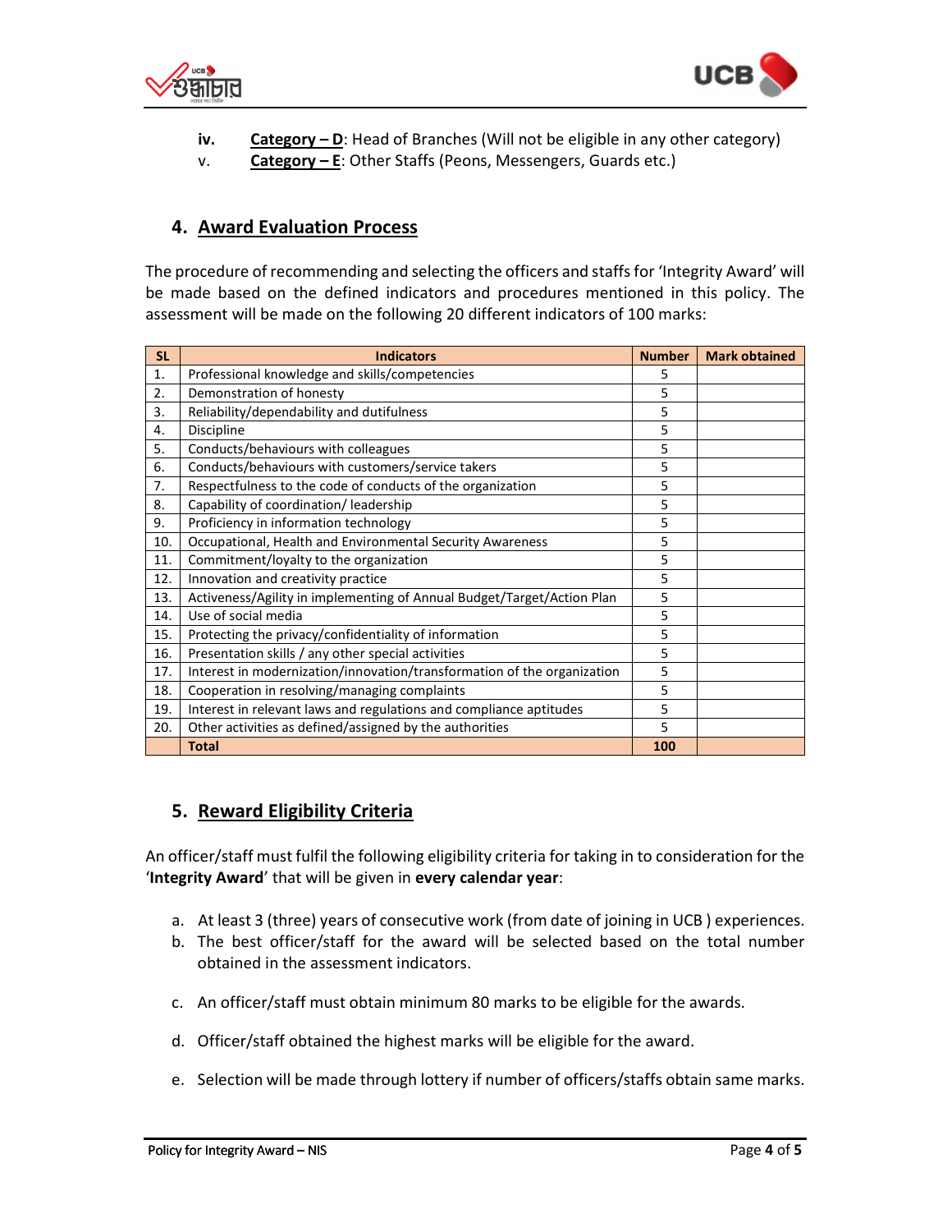iv. **Category – D**: Head of Branches (Will not be eligible in any other category)

v. **Category – E**: Other Staffs (Peons, Messengers, Guards etc.)

## 4. Award Evaluation Process

The procedure of recommending and selecting the officers and staffs for 'Integrity Award' will be made based on the defined indicators and procedures mentioned in this policy. The assessment will be made on the following 20 different indicators of 100 marks:

| SL | Indicators | Number | Mark obtained |
|---|---|---|---|
| 1. | Professional knowledge and skills/competencies | 5 | |
| 2. | Demonstration of honesty | 5 | |
| 3. | Reliability/dependability and dutifulness | 5 | |
| 4. | Discipline | 5 | |
| 5. | Conducts/behaviours with colleagues | 5 | |
| 6. | Conducts/behaviours with customers/service takers | 5 | |
| 7. | Respectfulness to the code of conducts of the organization | 5 | |
| 8. | Capability of coordination/ leadership | 5 | |
| 9. | Proficiency in information technology | 5 | |
| 10. | Occupational, Health and Environmental Security Awareness | 5 | |
| 11. | Commitment/loyalty to the organization | 5 | |
| 12. | Innovation and creativity practice | 5 | |
| 13. | Activeness/Agility in implementing of Annual Budget/Target/Action Plan | 5 | |
| 14. | Use of social media | 5 | |
| 15. | Protecting the privacy/confidentiality of information | 5 | |
| 16. | Presentation skills / any other special activities | 5 | |
| 17. | Interest in modernization/innovation/transformation of the organization | 5 | |
| 18. | Cooperation in resolving/managing complaints | 5 | |
| 19. | Interest in relevant laws and regulations and compliance aptitudes | 5 | |
| 20. | Other activities as defined/assigned by the authorities | 5 | |
| | **Total** | **100** | |

## 5. Reward Eligibility Criteria

An officer/staff must fulfil the following eligibility criteria for taking in to consideration for the '**Integrity Award**' that will be given in **every calendar year**:

a. At least 3 (three) years of consecutive work (from date of joining in UCB ) experiences.

b. The best officer/staff for the award will be selected based on the total number obtained in the assessment indicators.

c. An officer/staff must obtain minimum 80 marks to be eligible for the awards.

d. Officer/staff obtained the highest marks will be eligible for the award.

e. Selection will be made through lottery if number of officers/staffs obtain same marks.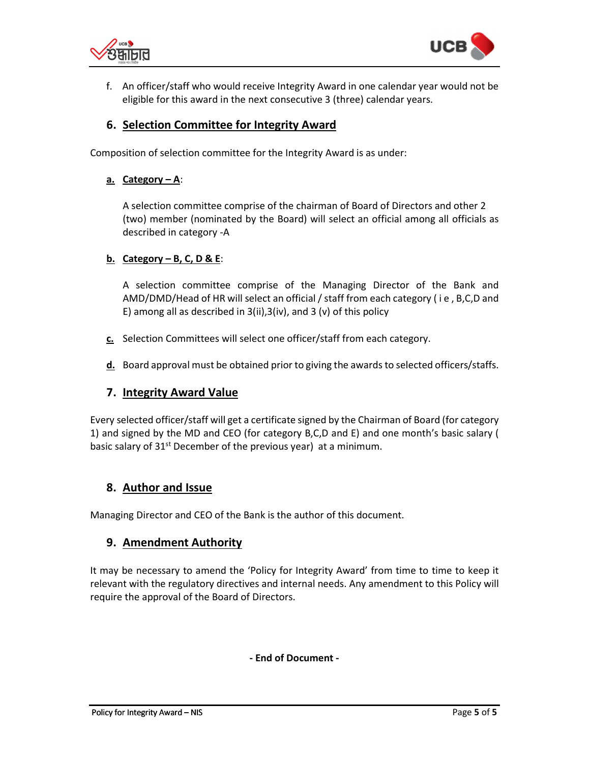f. An officer/staff who would receive Integrity Award in one calendar year would not be eligible for this award in the next consecutive 3 (three) calendar years.

## 6. Selection Committee for Integrity Award

Composition of selection committee for the Integrity Award is as under:

**a. Category – A:**

A selection committee comprise of the chairman of Board of Directors and other 2 (two) member (nominated by the Board) will select an official among all officials as described in category -A

**b. Category – B, C, D & E:**

A selection committee comprise of the Managing Director of the Bank and AMD/DMD/Head of HR will select an official / staff from each category ( i e , B,C,D and E) among all as described in 3(ii),3(iv), and 3 (v) of this policy

**c.** Selection Committees will select one officer/staff from each category.

**d.** Board approval must be obtained prior to giving the awards to selected officers/staffs.

## 7. Integrity Award Value

Every selected officer/staff will get a certificate signed by the Chairman of Board (for category 1) and signed by the MD and CEO (for category B,C,D and E) and one month's basic salary ( basic salary of 31st December of the previous year) at a minimum.

## 8. Author and Issue

Managing Director and CEO of the Bank is the author of this document.

## 9. Amendment Authority

It may be necessary to amend the 'Policy for Integrity Award' from time to time to keep it relevant with the regulatory directives and internal needs. Any amendment to this Policy will require the approval of the Board of Directors.

**- End of Document -**